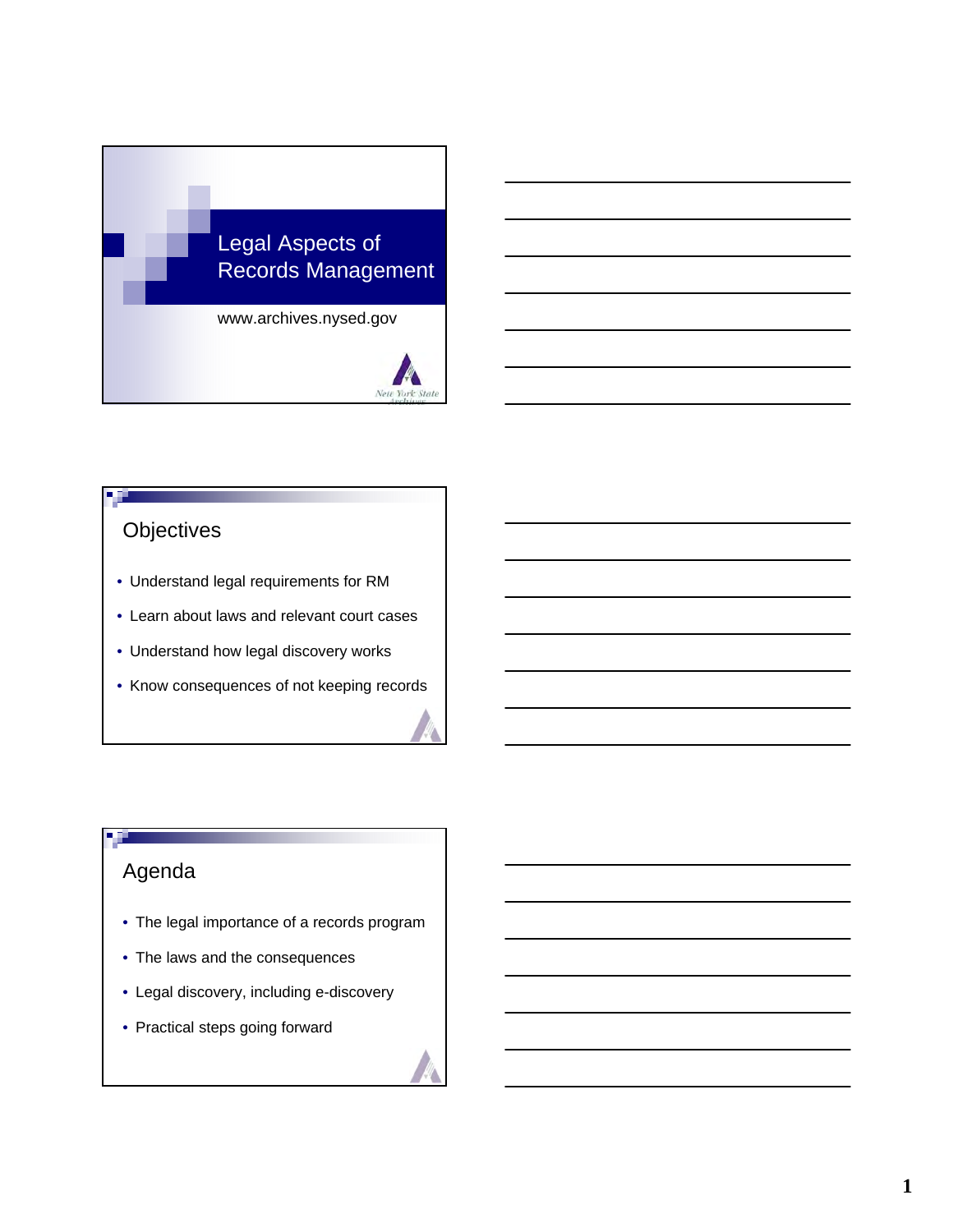# Legal Aspects of Records Management

www.archives.nysed.gov

New York State Archives

## Objectives

- Understand legal requirements for RM
- Learn about laws and relevant court cases
- Understand how legal discovery works
- Know consequences of not keeping records

## Agenda

- The legal importance of a records program
- The laws and the consequences
- Legal discovery, including e-discovery
- Practical steps going forward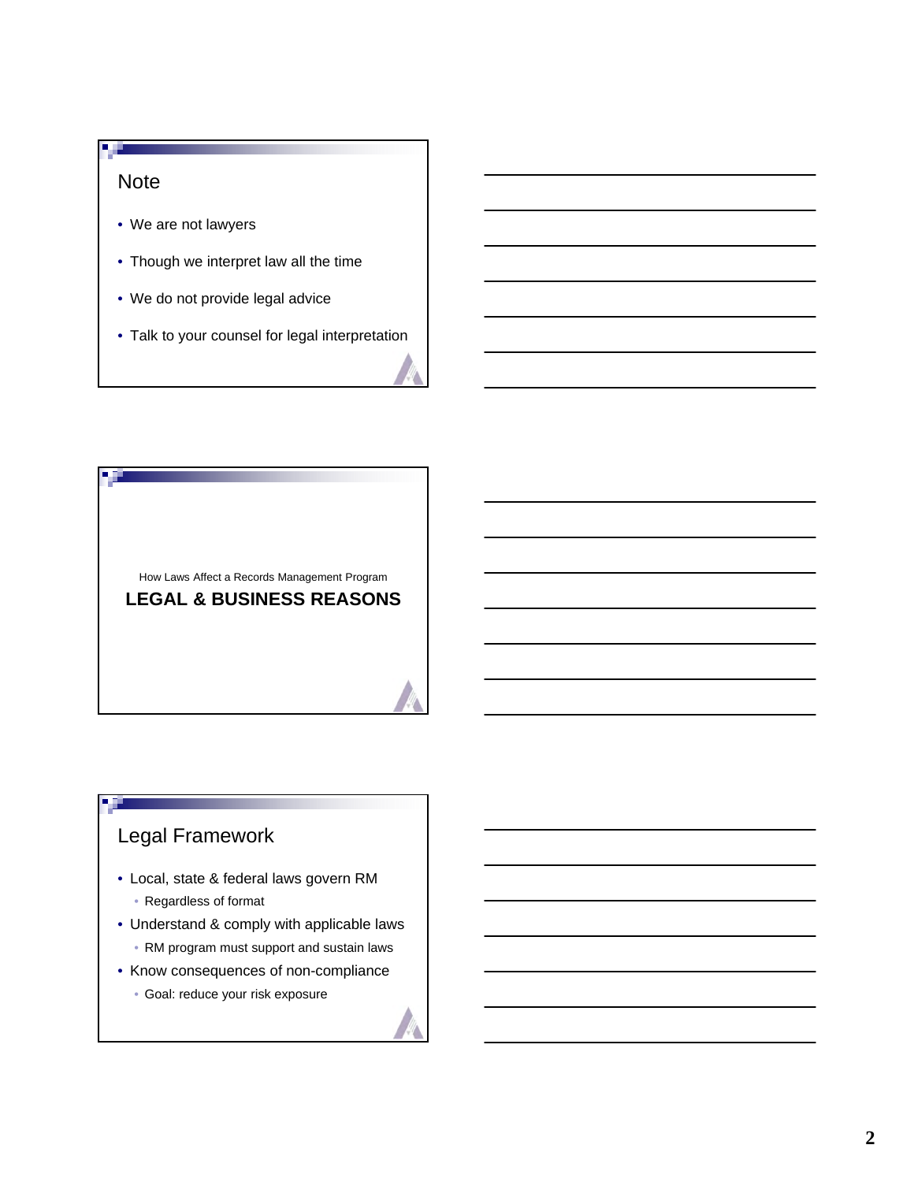## Note

- We are not lawyers
- Though we interpret law all the time
- We do not provide legal advice
- Talk to your counsel for legal interpretation

How Laws Affect a Records Management Program

## LEGAL & BUSINESS REASONS

## Legal Framework

- Local, state & federal laws govern RM
  - Regardless of format
- Understand & comply with applicable laws
  - RM program must support and sustain laws
- Know consequences of non-compliance
  - Goal: reduce your risk exposure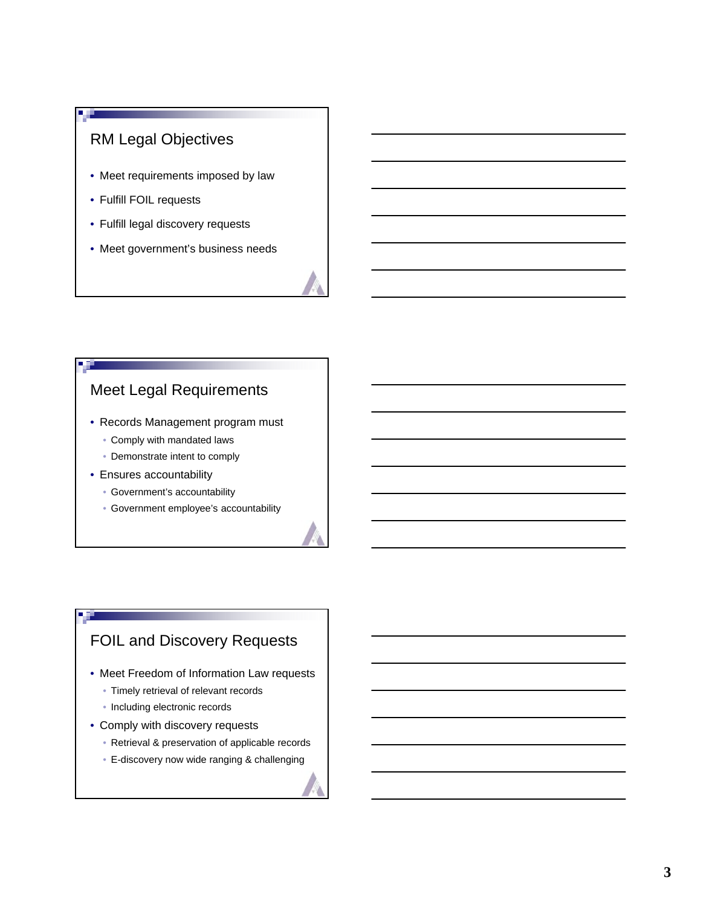## RM Legal Objectives

- Meet requirements imposed by law
- Fulfill FOIL requests
- Fulfill legal discovery requests
- Meet government's business needs

## Meet Legal Requirements

- Records Management program must
  - Comply with mandated laws
  - Demonstrate intent to comply
- Ensures accountability
  - Government's accountability
  - Government employee's accountability

## FOIL and Discovery Requests

- Meet Freedom of Information Law requests
  - Timely retrieval of relevant records
  - Including electronic records
- Comply with discovery requests
  - Retrieval & preservation of applicable records
  - E-discovery now wide ranging & challenging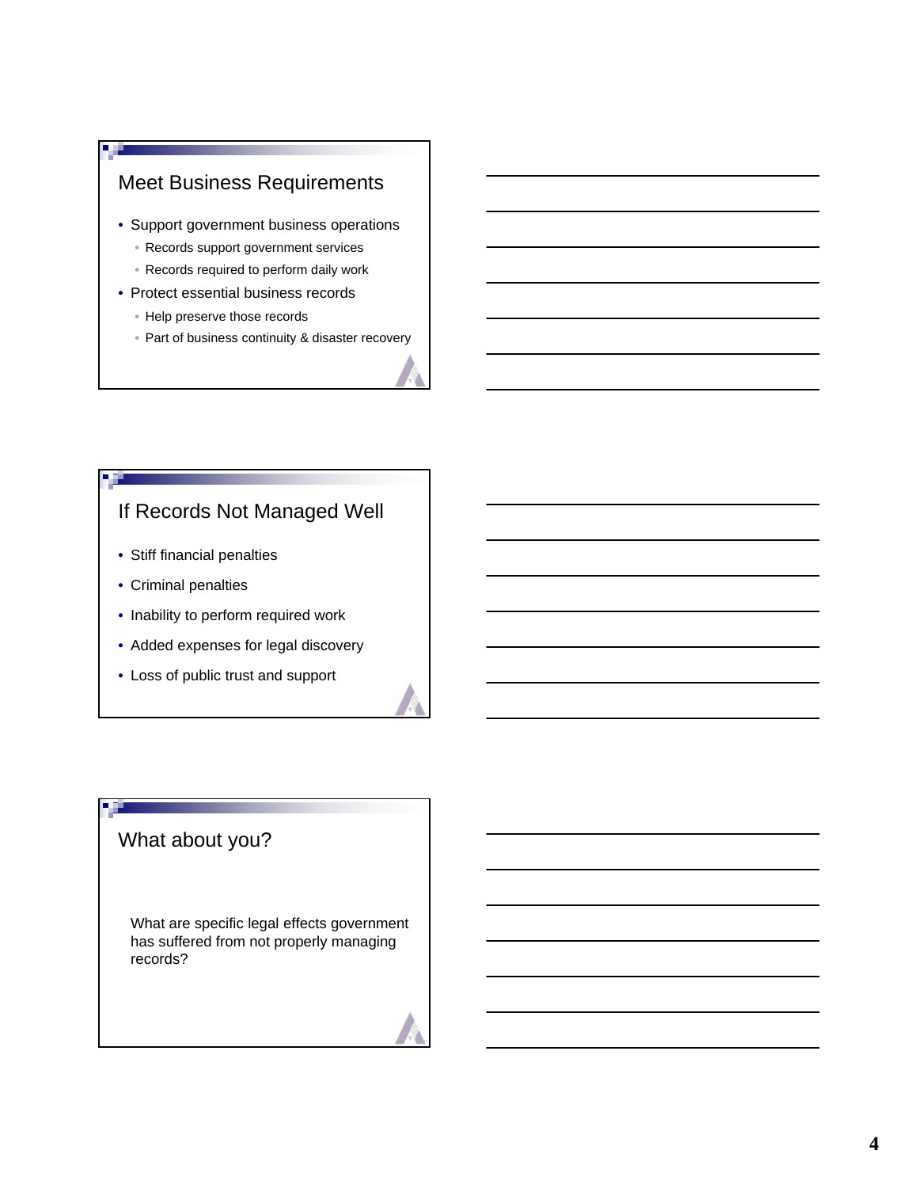## Meet Business Requirements

- Support government business operations
  - Records support government services
  - Records required to perform daily work
- Protect essential business records
  - Help preserve those records
  - Part of business continuity & disaster recovery

## If Records Not Managed Well

- Stiff financial penalties
- Criminal penalties
- Inability to perform required work
- Added expenses for legal discovery
- Loss of public trust and support

## What about you?

What are specific legal effects government has suffered from not properly managing records?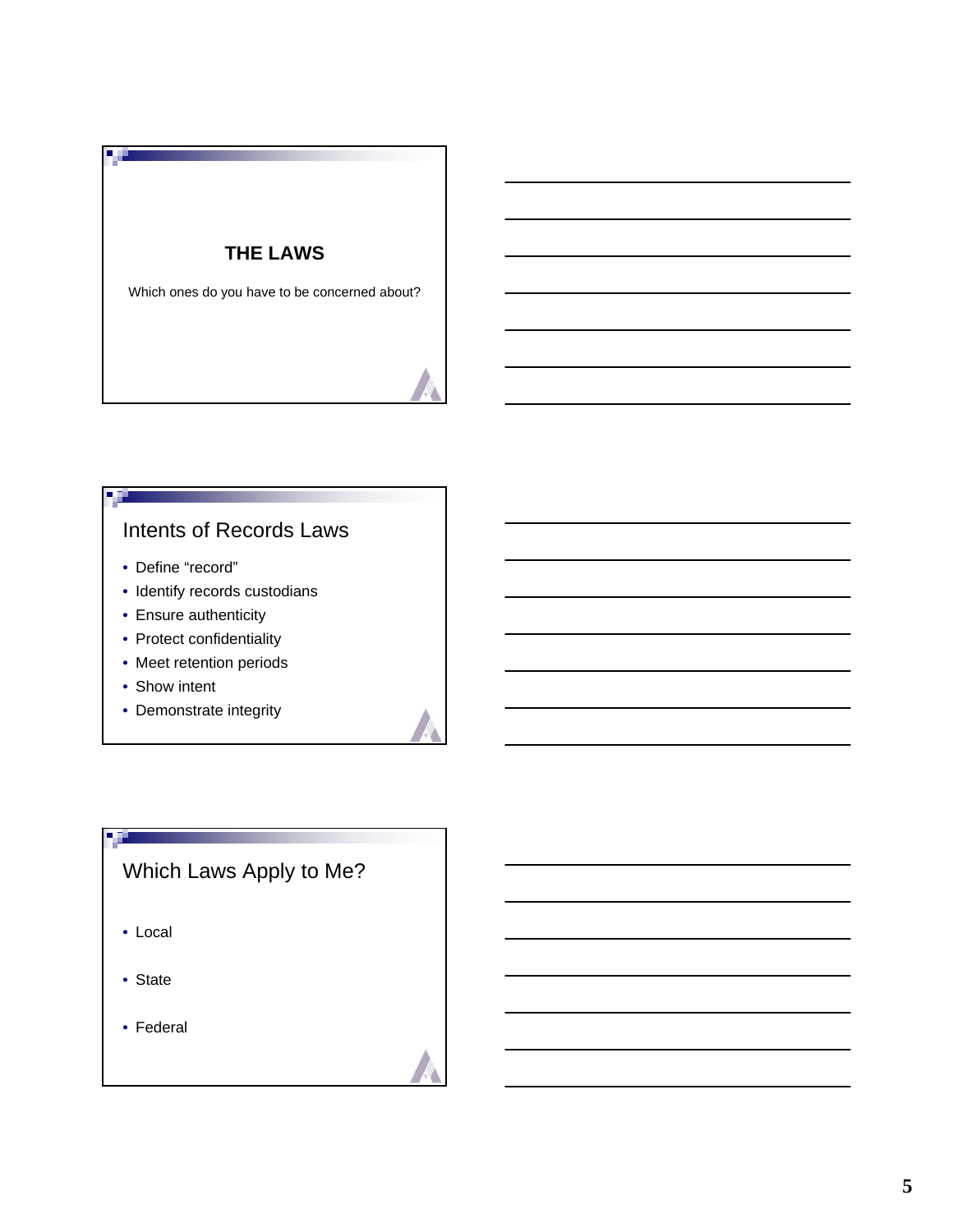## THE LAWS

Which ones do you have to be concerned about?

## Intents of Records Laws

- Define "record"
- Identify records custodians
- Ensure authenticity
- Protect confidentiality
- Meet retention periods
- Show intent
- Demonstrate integrity

## Which Laws Apply to Me?

- Local
- State
- Federal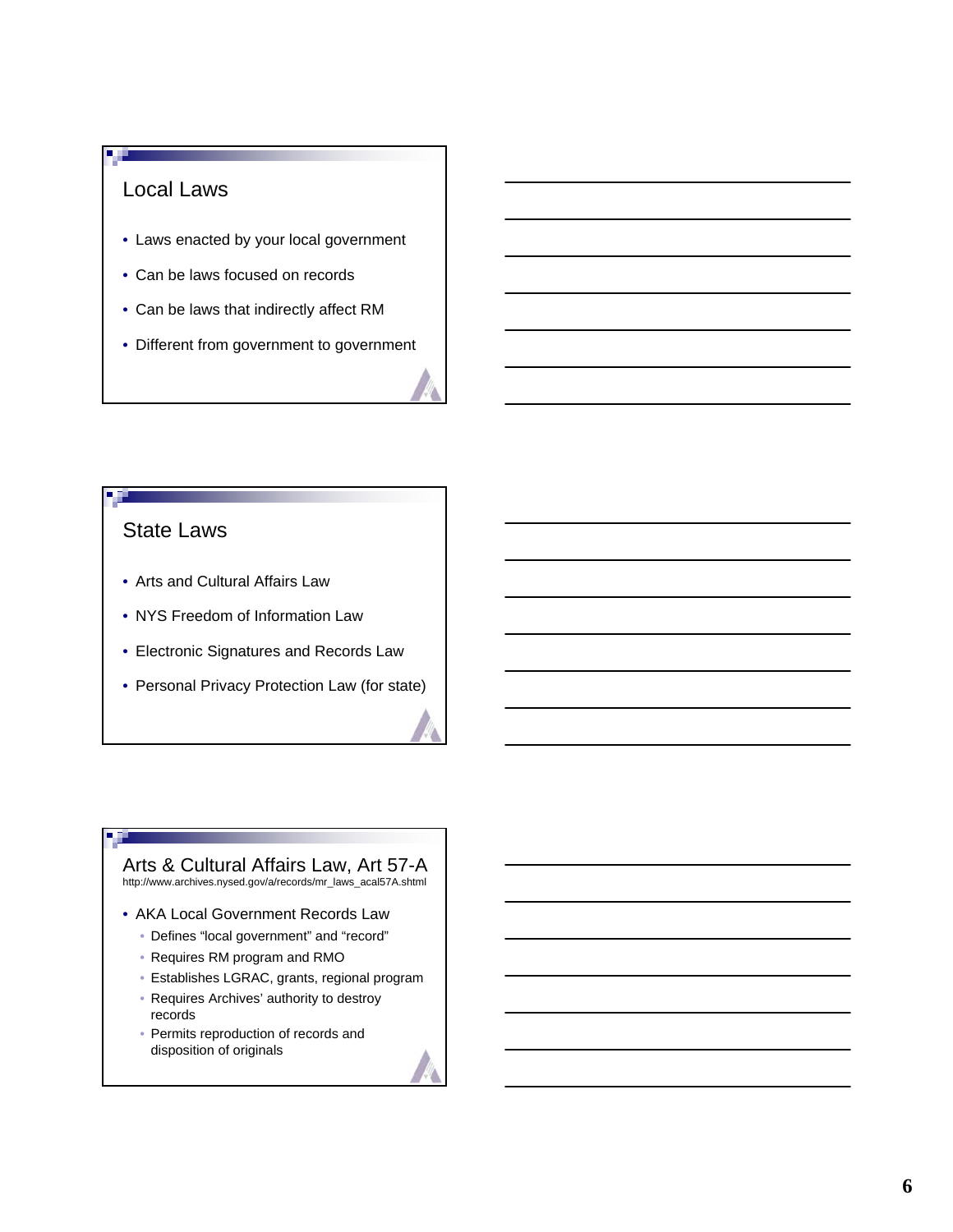## Local Laws

- Laws enacted by your local government
- Can be laws focused on records
- Can be laws that indirectly affect RM
- Different from government to government

## State Laws

- Arts and Cultural Affairs Law
- NYS Freedom of Information Law
- Electronic Signatures and Records Law
- Personal Privacy Protection Law (for state)

## Arts & Cultural Affairs Law, Art 57-A

http://www.archives.nysed.gov/a/records/mr_laws_acal57A.shtml

- AKA Local Government Records Law
  - Defines “local government” and “record”
  - Requires RM program and RMO
  - Establishes LGRAC, grants, regional program
  - Requires Archives’ authority to destroy records
  - Permits reproduction of records and disposition of originals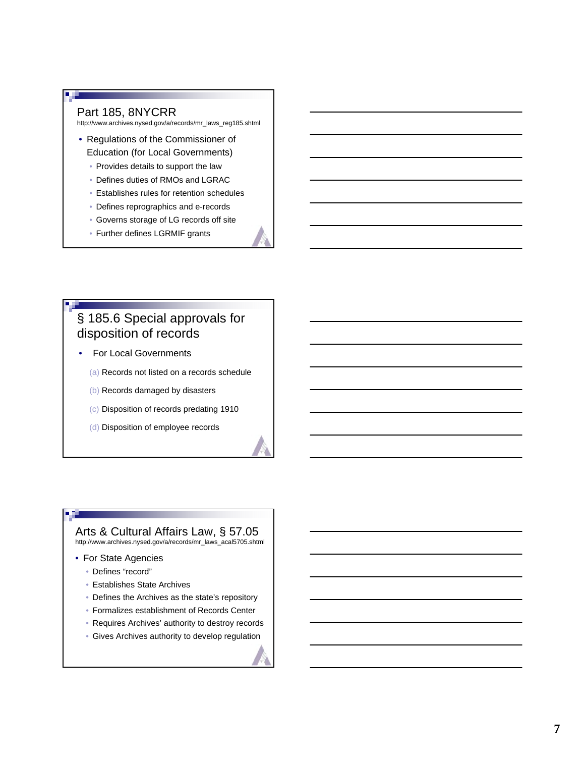## Part 185, 8NYCRR

http://www.archives.nysed.gov/a/records/mr_laws_reg185.shtml

- Regulations of the Commissioner of Education (for Local Governments)
  - Provides details to support the law
  - Defines duties of RMOs and LGRAC
  - Establishes rules for retention schedules
  - Defines reprographics and e-records
  - Governs storage of LG records off site
  - Further defines LGRMIF grants

## § 185.6 Special approvals for disposition of records

- For Local Governments
  - (a) Records not listed on a records schedule
  - (b) Records damaged by disasters
  - (c) Disposition of records predating 1910
  - (d) Disposition of employee records

## Arts & Cultural Affairs Law, § 57.05

http://www.archives.nysed.gov/a/records/mr_laws_acal5705.shtml

- For State Agencies
  - Defines "record"
  - Establishes State Archives
  - Defines the Archives as the state's repository
  - Formalizes establishment of Records Center
  - Requires Archives' authority to destroy records
  - Gives Archives authority to develop regulation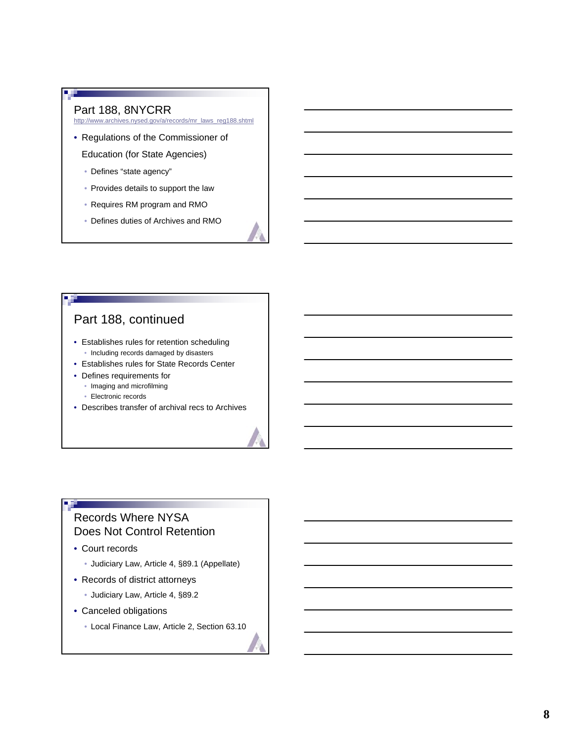## Part 188, 8NYCRR

http://www.archives.nysed.gov/a/records/mr_laws_reg188.shtml

- Regulations of the Commissioner of Education (for State Agencies)
  - Defines "state agency"
  - Provides details to support the law
  - Requires RM program and RMO
  - Defines duties of Archives and RMO

## Part 188, continued

- Establishes rules for retention scheduling
  - Including records damaged by disasters
- Establishes rules for State Records Center
- Defines requirements for
  - Imaging and microfilming
  - Electronic records
- Describes transfer of archival recs to Archives

## Records Where NYSA Does Not Control Retention

- Court records
  - Judiciary Law, Article 4, §89.1 (Appellate)
- Records of district attorneys
  - Judiciary Law, Article 4, §89.2
- Canceled obligations
  - Local Finance Law, Article 2, Section 63.10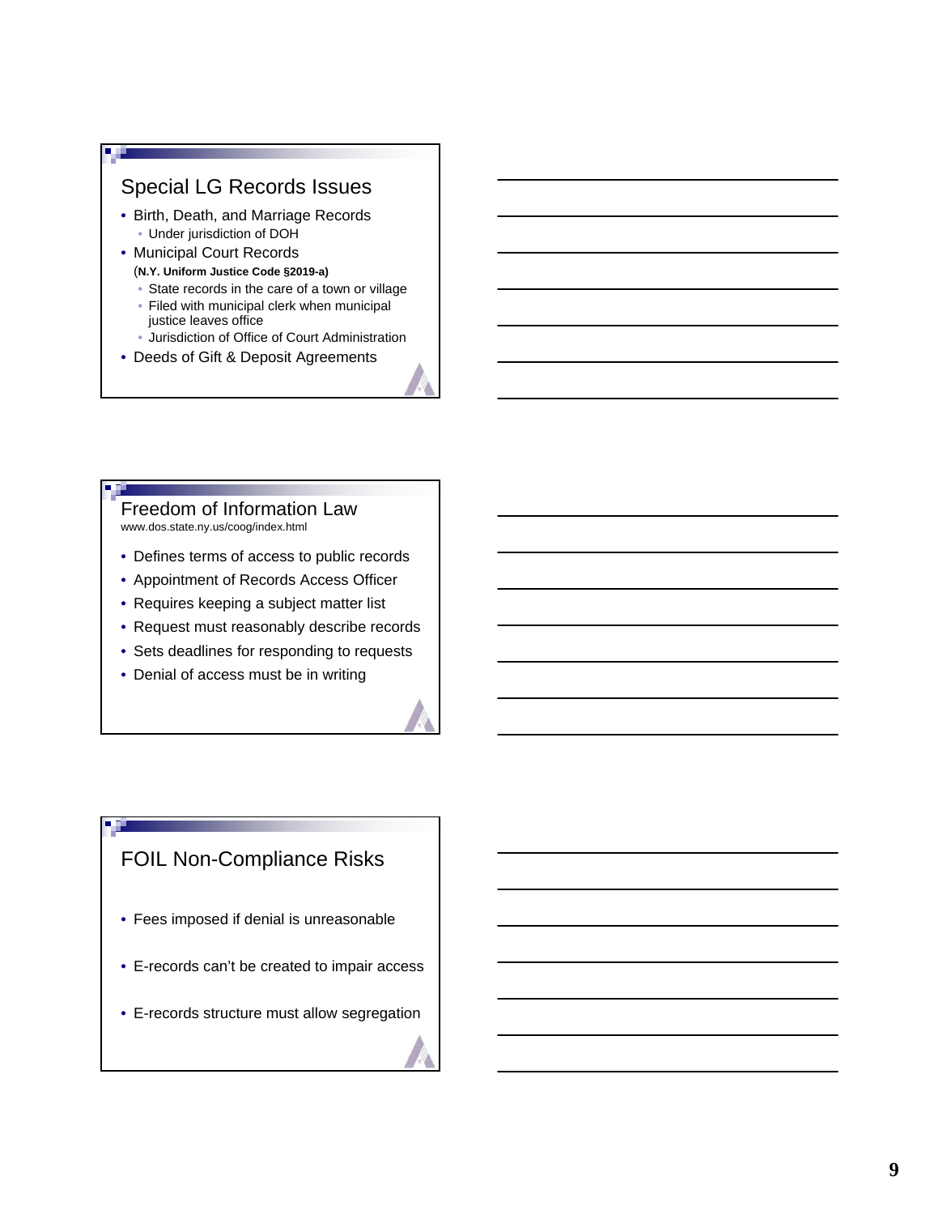## Special LG Records Issues

- Birth, Death, and Marriage Records
  - Under jurisdiction of DOH
- Municipal Court Records
  (**N.Y. Uniform Justice Code §2019-a)**
  - State records in the care of a town or village
  - Filed with municipal clerk when municipal justice leaves office
  - Jurisdiction of Office of Court Administration
- Deeds of Gift & Deposit Agreements

## Freedom of Information Law

www.dos.state.ny.us/coog/index.html

- Defines terms of access to public records
- Appointment of Records Access Officer
- Requires keeping a subject matter list
- Request must reasonably describe records
- Sets deadlines for responding to requests
- Denial of access must be in writing

## FOIL Non-Compliance Risks

- Fees imposed if denial is unreasonable
- E-records can't be created to impair access
- E-records structure must allow segregation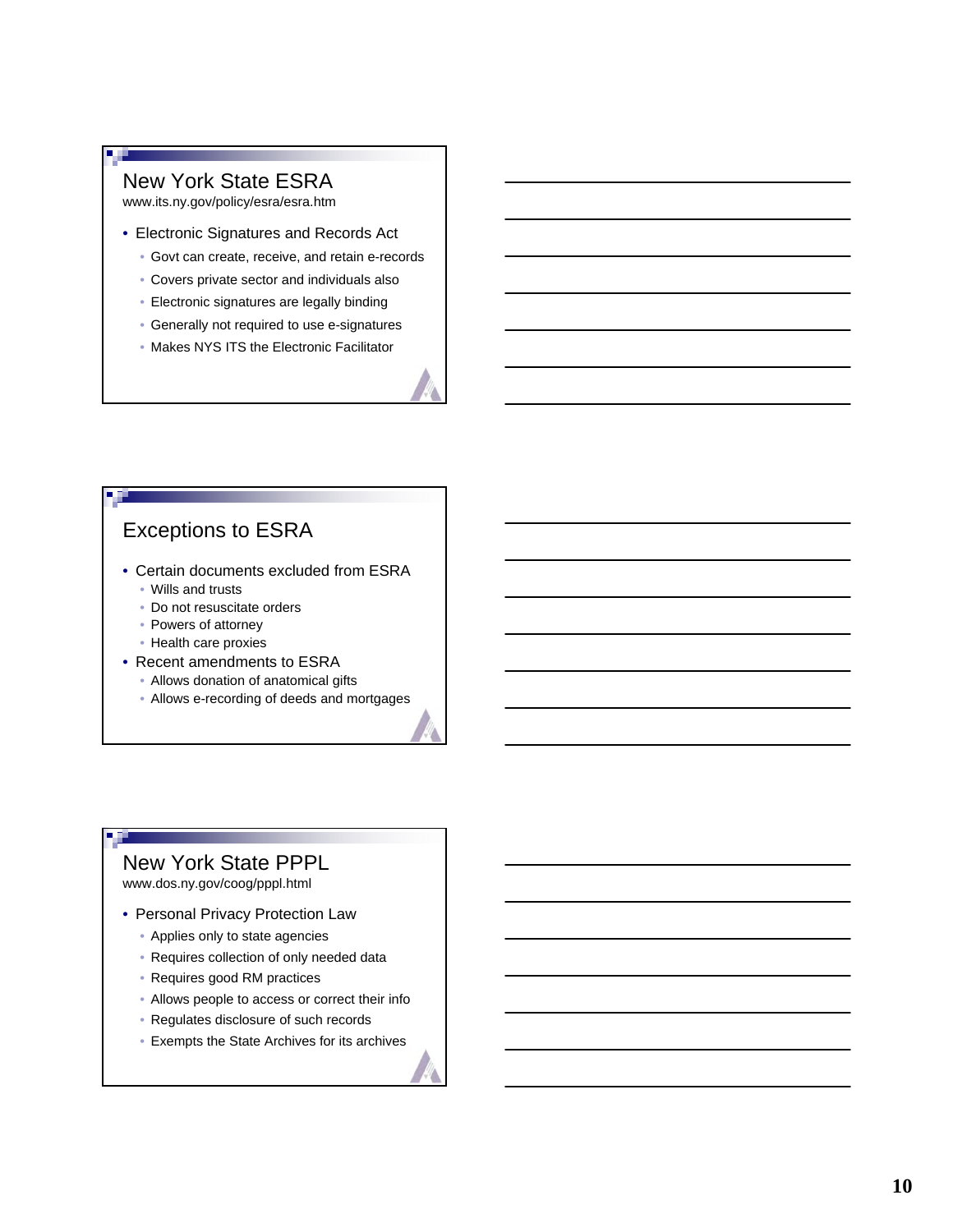## New York State ESRA

www.its.ny.gov/policy/esra/esra.htm

- Electronic Signatures and Records Act
  - Govt can create, receive, and retain e-records
  - Covers private sector and individuals also
  - Electronic signatures are legally binding
  - Generally not required to use e-signatures
  - Makes NYS ITS the Electronic Facilitator

## Exceptions to ESRA

- Certain documents excluded from ESRA
  - Wills and trusts
  - Do not resuscitate orders
  - Powers of attorney
  - Health care proxies
- Recent amendments to ESRA
  - Allows donation of anatomical gifts
  - Allows e-recording of deeds and mortgages

## New York State PPPL

www.dos.ny.gov/coog/pppl.html

- Personal Privacy Protection Law
  - Applies only to state agencies
  - Requires collection of only needed data
  - Requires good RM practices
  - Allows people to access or correct their info
  - Regulates disclosure of such records
  - Exempts the State Archives for its archives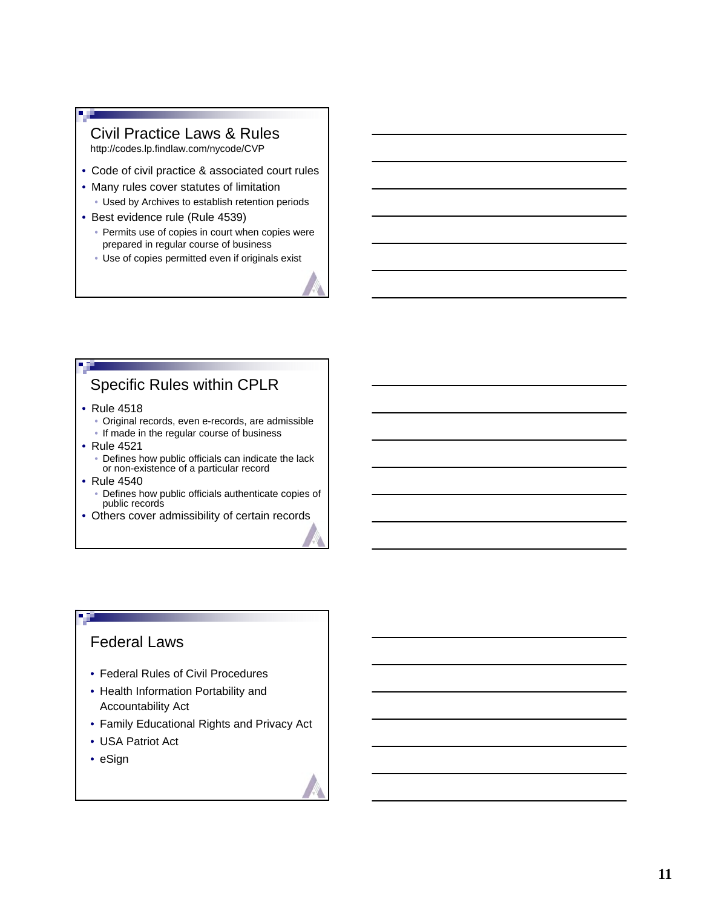## Civil Practice Laws & Rules

http://codes.lp.findlaw.com/nycode/CVP

- Code of civil practice & associated court rules
- Many rules cover statutes of limitation
  - Used by Archives to establish retention periods
- Best evidence rule (Rule 4539)
  - Permits use of copies in court when copies were prepared in regular course of business
  - Use of copies permitted even if originals exist

## Specific Rules within CPLR

- Rule 4518
  - Original records, even e-records, are admissible
  - If made in the regular course of business
- Rule 4521
  - Defines how public officials can indicate the lack or non-existence of a particular record
- Rule 4540
  - Defines how public officials authenticate copies of public records
- Others cover admissibility of certain records

## Federal Laws

- Federal Rules of Civil Procedures
- Health Information Portability and Accountability Act
- Family Educational Rights and Privacy Act
- USA Patriot Act
- eSign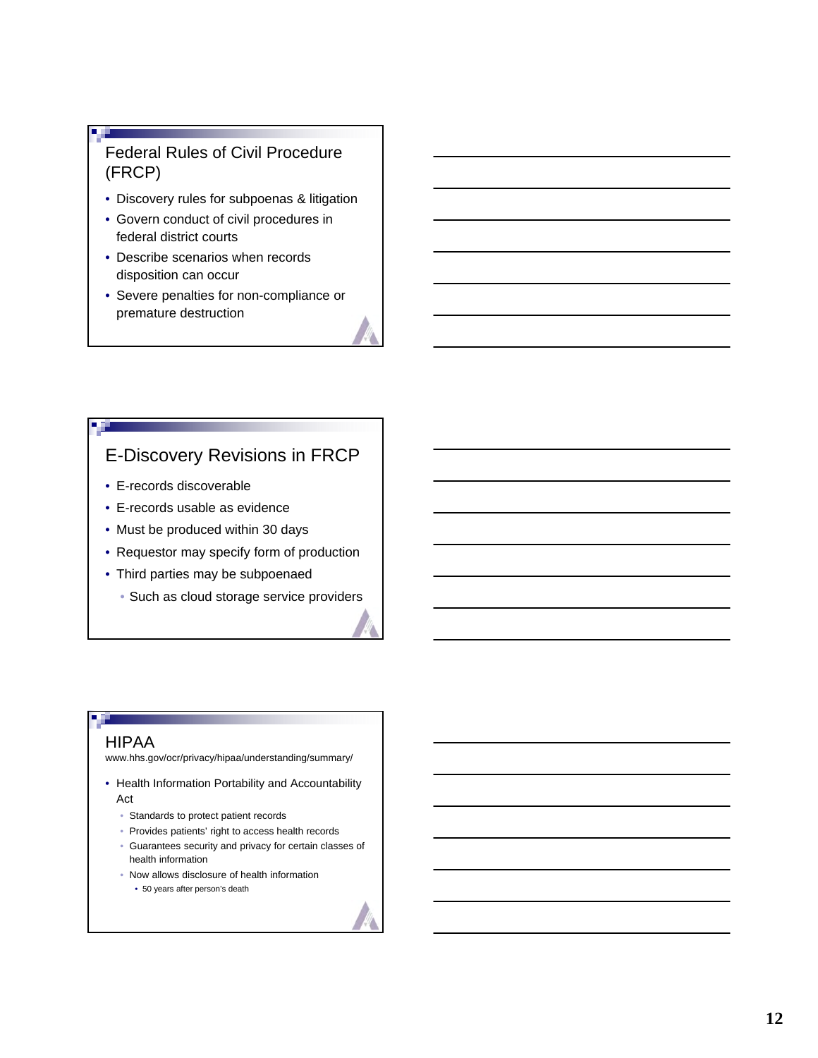## Federal Rules of Civil Procedure (FRCP)

- Discovery rules for subpoenas & litigation
- Govern conduct of civil procedures in federal district courts
- Describe scenarios when records disposition can occur
- Severe penalties for non-compliance or premature destruction

## E-Discovery Revisions in FRCP

- E-records discoverable
- E-records usable as evidence
- Must be produced within 30 days
- Requestor may specify form of production
- Third parties may be subpoenaed
  - Such as cloud storage service providers

## HIPAA

www.hhs.gov/ocr/privacy/hipaa/understanding/summary/

- Health Information Portability and Accountability Act
  - Standards to protect patient records
  - Provides patients' right to access health records
  - Guarantees security and privacy for certain classes of health information
  - Now allows disclosure of health information
    - 50 years after person's death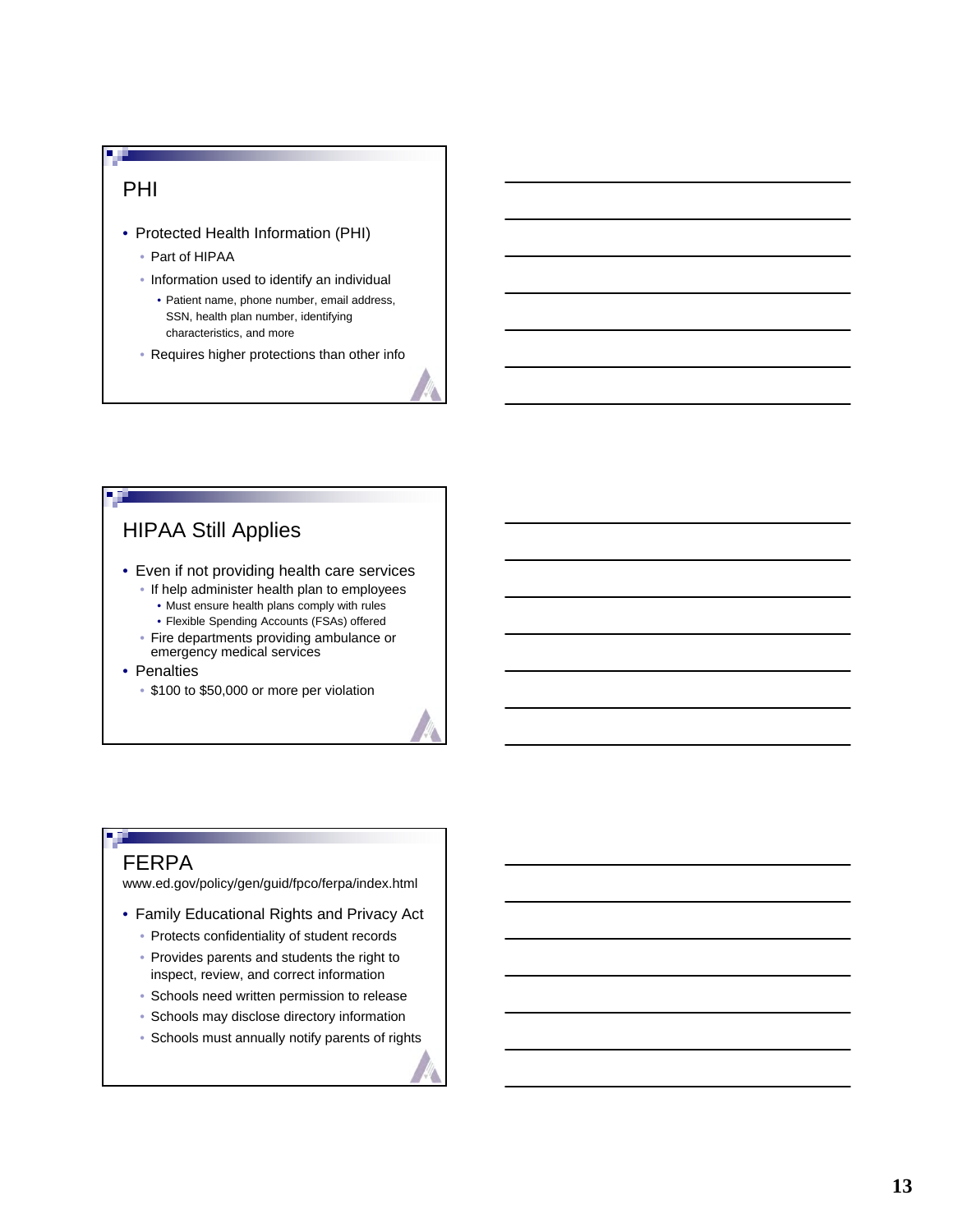## PHI

- Protected Health Information (PHI)
  - Part of HIPAA
  - Information used to identify an individual
    - Patient name, phone number, email address, SSN, health plan number, identifying characteristics, and more
  - Requires higher protections than other info

## HIPAA Still Applies

- Even if not providing health care services
  - If help administer health plan to employees
    - Must ensure health plans comply with rules
    - Flexible Spending Accounts (FSAs) offered
  - Fire departments providing ambulance or emergency medical services
- Penalties
  - $100 to $50,000 or more per violation

## FERPA

www.ed.gov/policy/gen/guid/fpco/ferpa/index.html

- Family Educational Rights and Privacy Act
  - Protects confidentiality of student records
  - Provides parents and students the right to inspect, review, and correct information
  - Schools need written permission to release
  - Schools may disclose directory information
  - Schools must annually notify parents of rights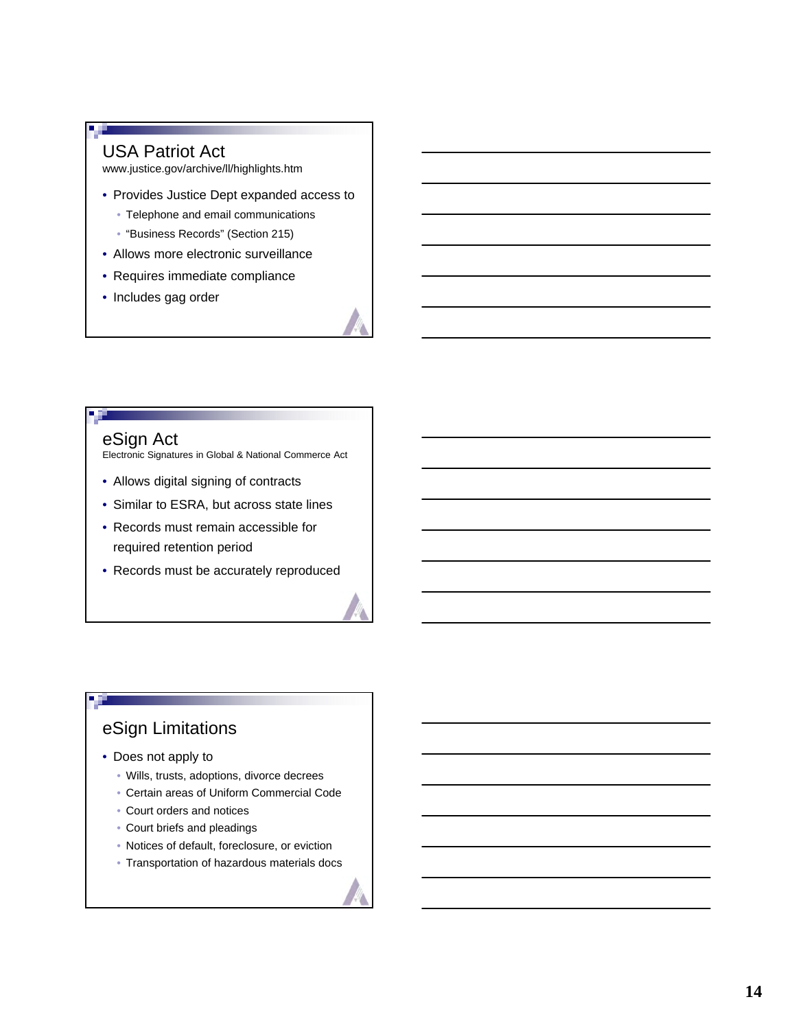## USA Patriot Act

www.justice.gov/archive/ll/highlights.htm

- Provides Justice Dept expanded access to
  - Telephone and email communications
  - "Business Records" (Section 215)
- Allows more electronic surveillance
- Requires immediate compliance
- Includes gag order

## eSign Act

Electronic Signatures in Global & National Commerce Act

- Allows digital signing of contracts
- Similar to ESRA, but across state lines
- Records must remain accessible for required retention period
- Records must be accurately reproduced

## eSign Limitations

- Does not apply to
  - Wills, trusts, adoptions, divorce decrees
  - Certain areas of Uniform Commercial Code
  - Court orders and notices
  - Court briefs and pleadings
  - Notices of default, foreclosure, or eviction
  - Transportation of hazardous materials docs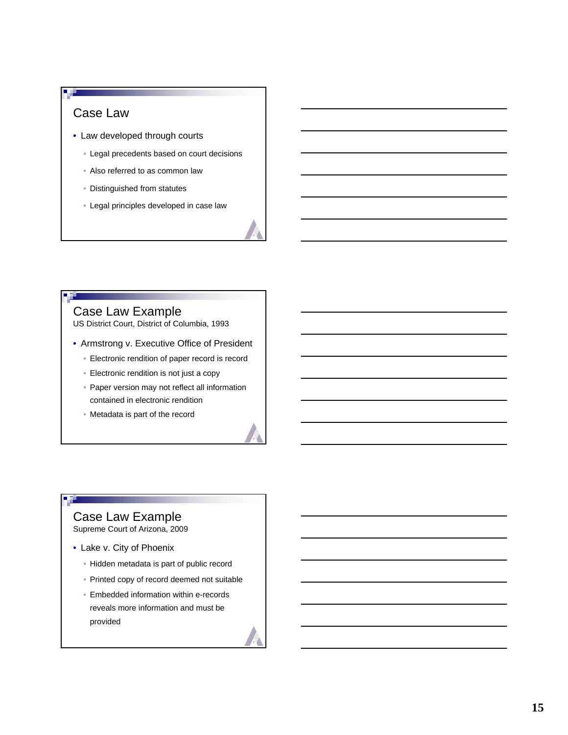## Case Law

- Law developed through courts
  - Legal precedents based on court decisions
  - Also referred to as common law
  - Distinguished from statutes
  - Legal principles developed in case law

## Case Law Example

US District Court, District of Columbia, 1993

- Armstrong v. Executive Office of President
  - Electronic rendition of paper record is record
  - Electronic rendition is not just a copy
  - Paper version may not reflect all information contained in electronic rendition
  - Metadata is part of the record

## Case Law Example

Supreme Court of Arizona, 2009

- Lake v. City of Phoenix
  - Hidden metadata is part of public record
  - Printed copy of record deemed not suitable
  - Embedded information within e-records reveals more information and must be provided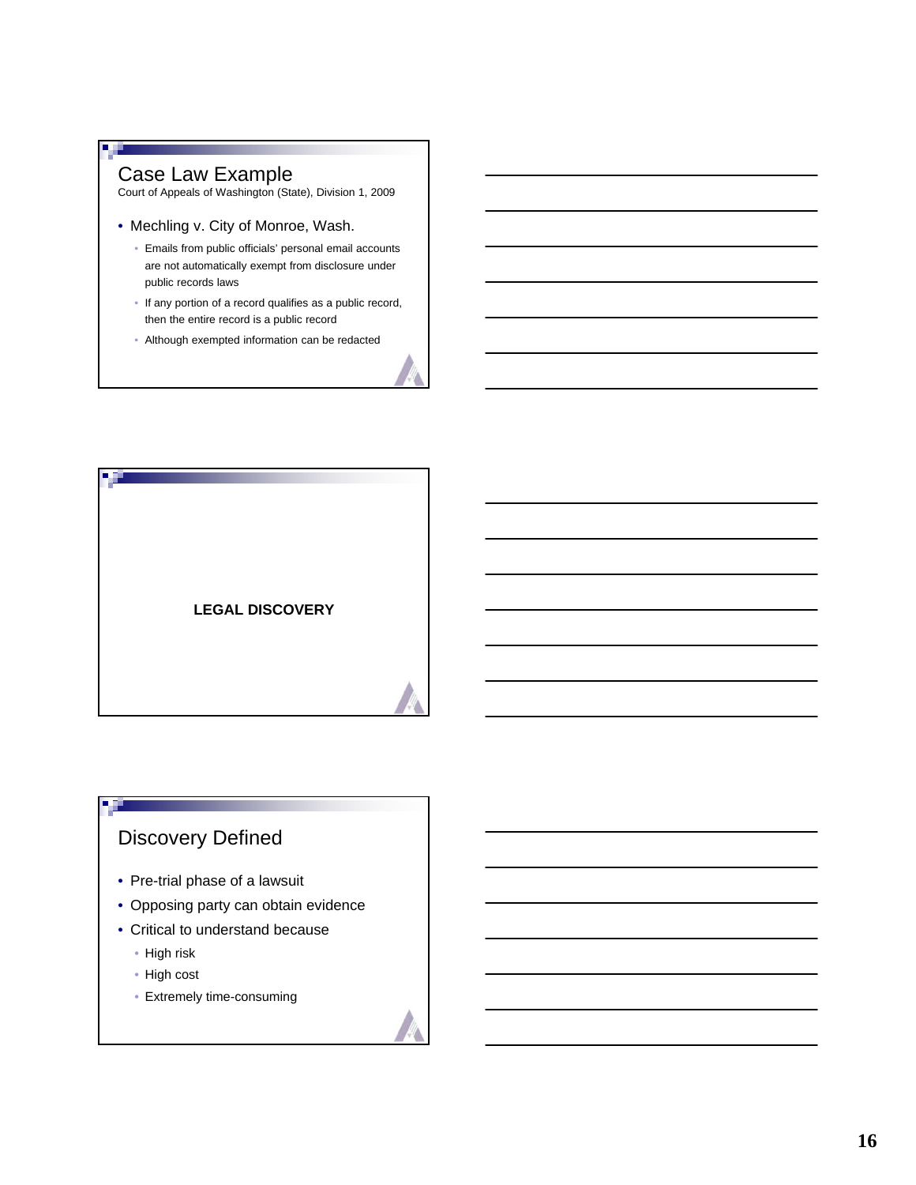## Case Law Example

Court of Appeals of Washington (State), Division 1, 2009

- Mechling v. City of Monroe, Wash.
  - Emails from public officials' personal email accounts are not automatically exempt from disclosure under public records laws
  - If any portion of a record qualifies as a public record, then the entire record is a public record
  - Although exempted information can be redacted

**LEGAL DISCOVERY**

## Discovery Defined

- Pre-trial phase of a lawsuit
- Opposing party can obtain evidence
- Critical to understand because
  - High risk
  - High cost
  - Extremely time-consuming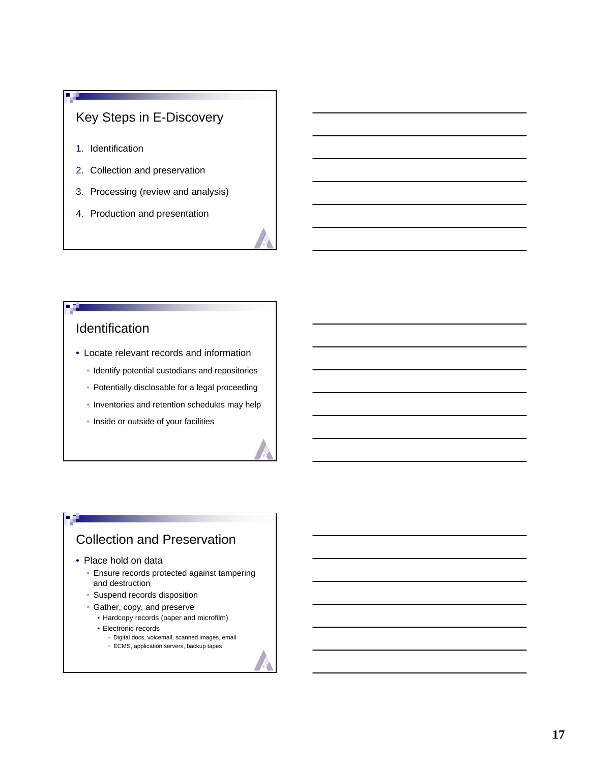## Key Steps in E-Discovery

1. Identification
2. Collection and preservation
3. Processing (review and analysis)
4. Production and presentation

## Identification

- Locate relevant records and information
  - Identify potential custodians and repositories
  - Potentially disclosable for a legal proceeding
  - Inventories and retention schedules may help
  - Inside or outside of your facilities

## Collection and Preservation

- Place hold on data
  - Ensure records protected against tampering and destruction
  - Suspend records disposition
  - Gather, copy, and preserve
    - Hardcopy records (paper and microfilm)
    - Electronic records
      - Digital docs, voicemail, scanned images, email
      - ECMS, application servers, backup tapes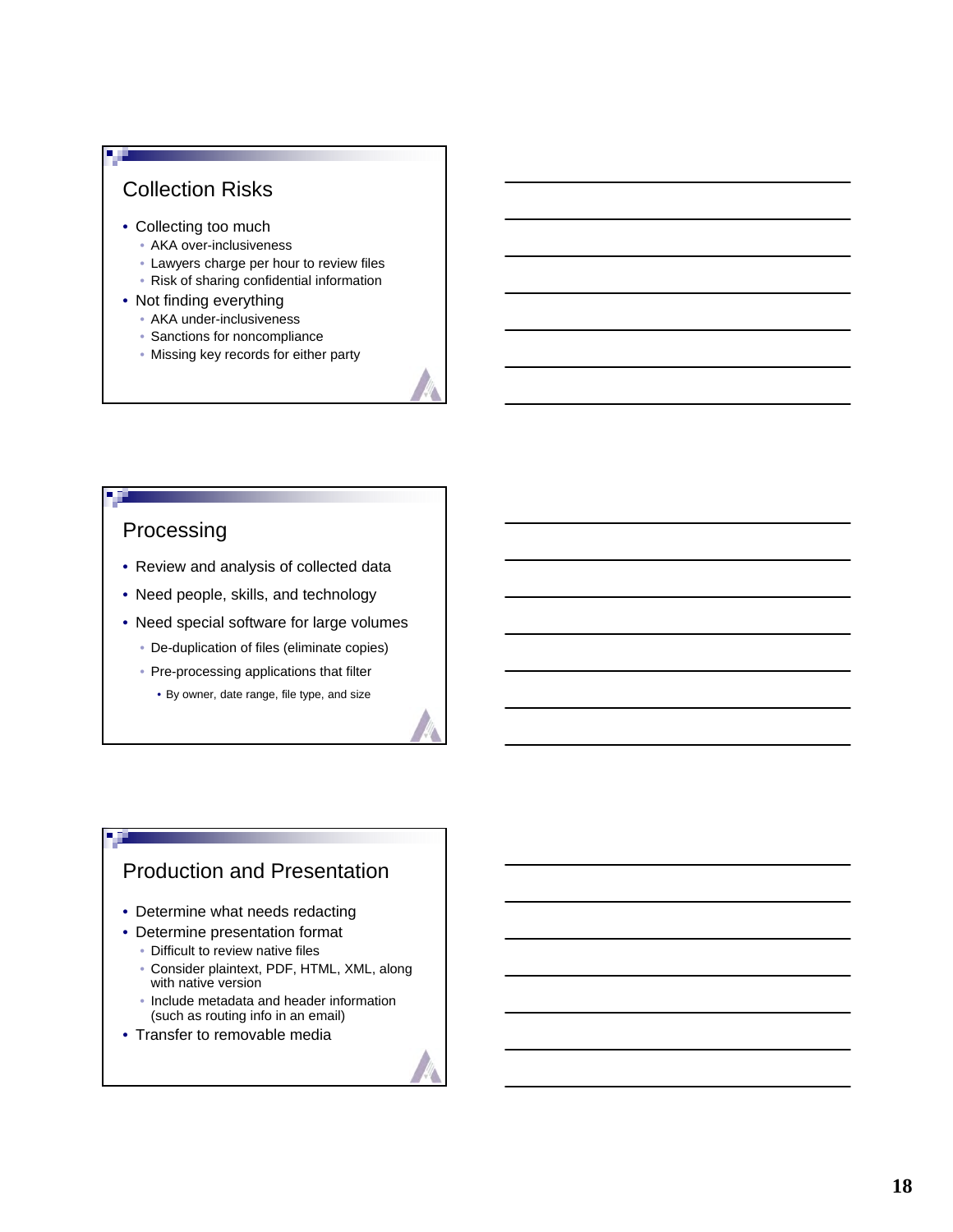## Collection Risks

- Collecting too much
  - AKA over-inclusiveness
  - Lawyers charge per hour to review files
  - Risk of sharing confidential information
- Not finding everything
  - AKA under-inclusiveness
  - Sanctions for noncompliance
  - Missing key records for either party

## Processing

- Review and analysis of collected data
- Need people, skills, and technology
- Need special software for large volumes
  - De-duplication of files (eliminate copies)
  - Pre-processing applications that filter
    - By owner, date range, file type, and size

## Production and Presentation

- Determine what needs redacting
- Determine presentation format
  - Difficult to review native files
  - Consider plaintext, PDF, HTML, XML, along with native version
  - Include metadata and header information (such as routing info in an email)
- Transfer to removable media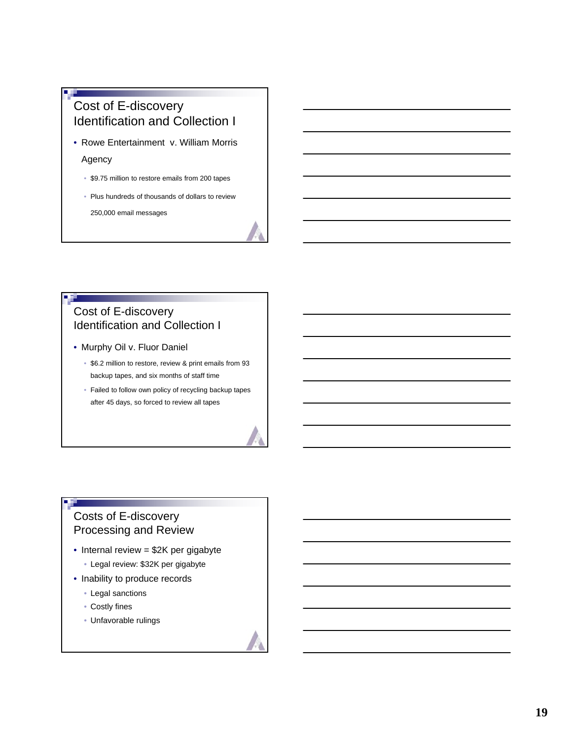## Cost of E-discovery Identification and Collection I

- Rowe Entertainment v. William Morris Agency
  - $9.75 million to restore emails from 200 tapes
  - Plus hundreds of thousands of dollars to review 250,000 email messages

## Cost of E-discovery Identification and Collection I

- Murphy Oil v. Fluor Daniel
  - $6.2 million to restore, review & print emails from 93 backup tapes, and six months of staff time
  - Failed to follow own policy of recycling backup tapes after 45 days, so forced to review all tapes

## Costs of E-discovery Processing and Review

- Internal review = $2K per gigabyte
  - Legal review: $32K per gigabyte
- Inability to produce records
  - Legal sanctions
  - Costly fines
  - Unfavorable rulings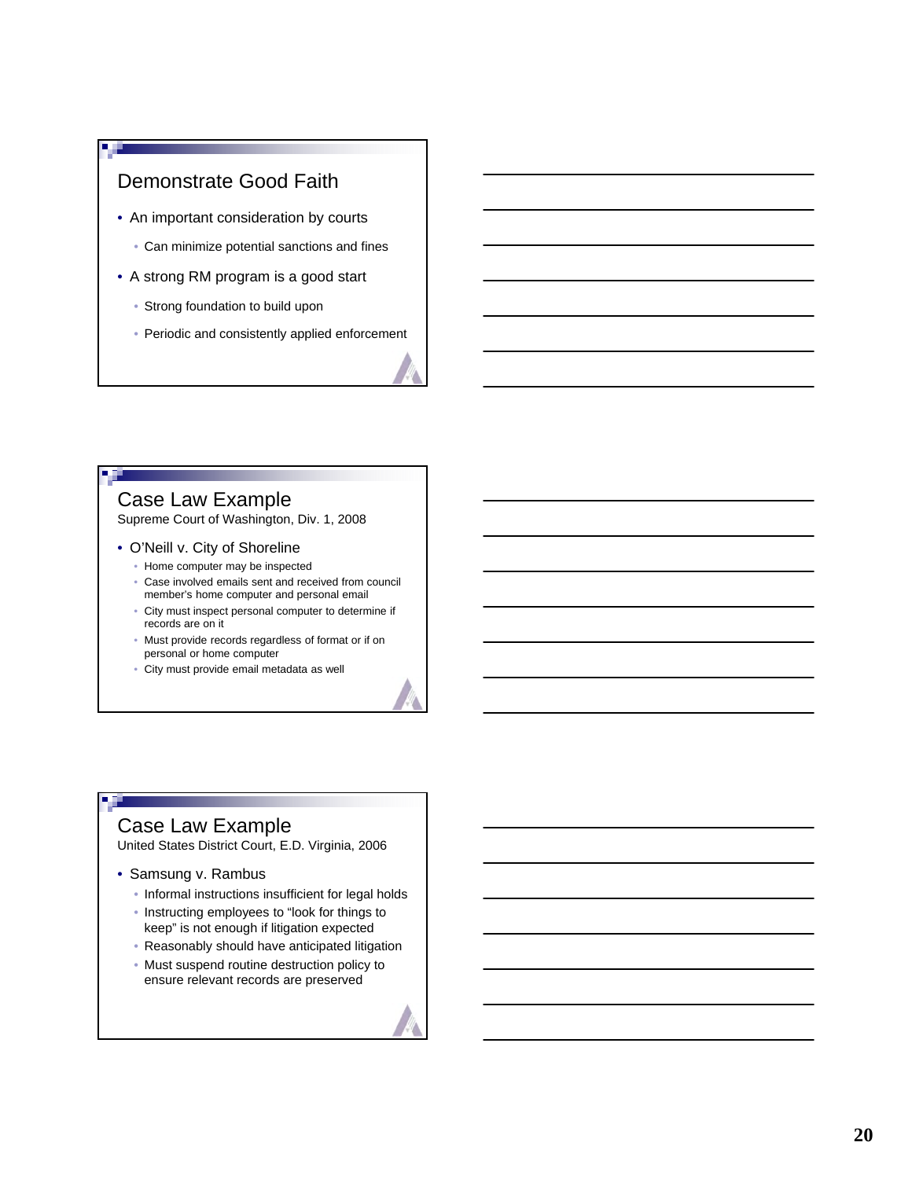## Demonstrate Good Faith

- An important consideration by courts
  - Can minimize potential sanctions and fines
- A strong RM program is a good start
  - Strong foundation to build upon
  - Periodic and consistently applied enforcement

## Case Law Example

Supreme Court of Washington, Div. 1, 2008

- O'Neill v. City of Shoreline
  - Home computer may be inspected
  - Case involved emails sent and received from council member's home computer and personal email
  - City must inspect personal computer to determine if records are on it
  - Must provide records regardless of format or if on personal or home computer
  - City must provide email metadata as well

## Case Law Example

United States District Court, E.D. Virginia, 2006

- Samsung v. Rambus
  - Informal instructions insufficient for legal holds
  - Instructing employees to "look for things to keep" is not enough if litigation expected
  - Reasonably should have anticipated litigation
  - Must suspend routine destruction policy to ensure relevant records are preserved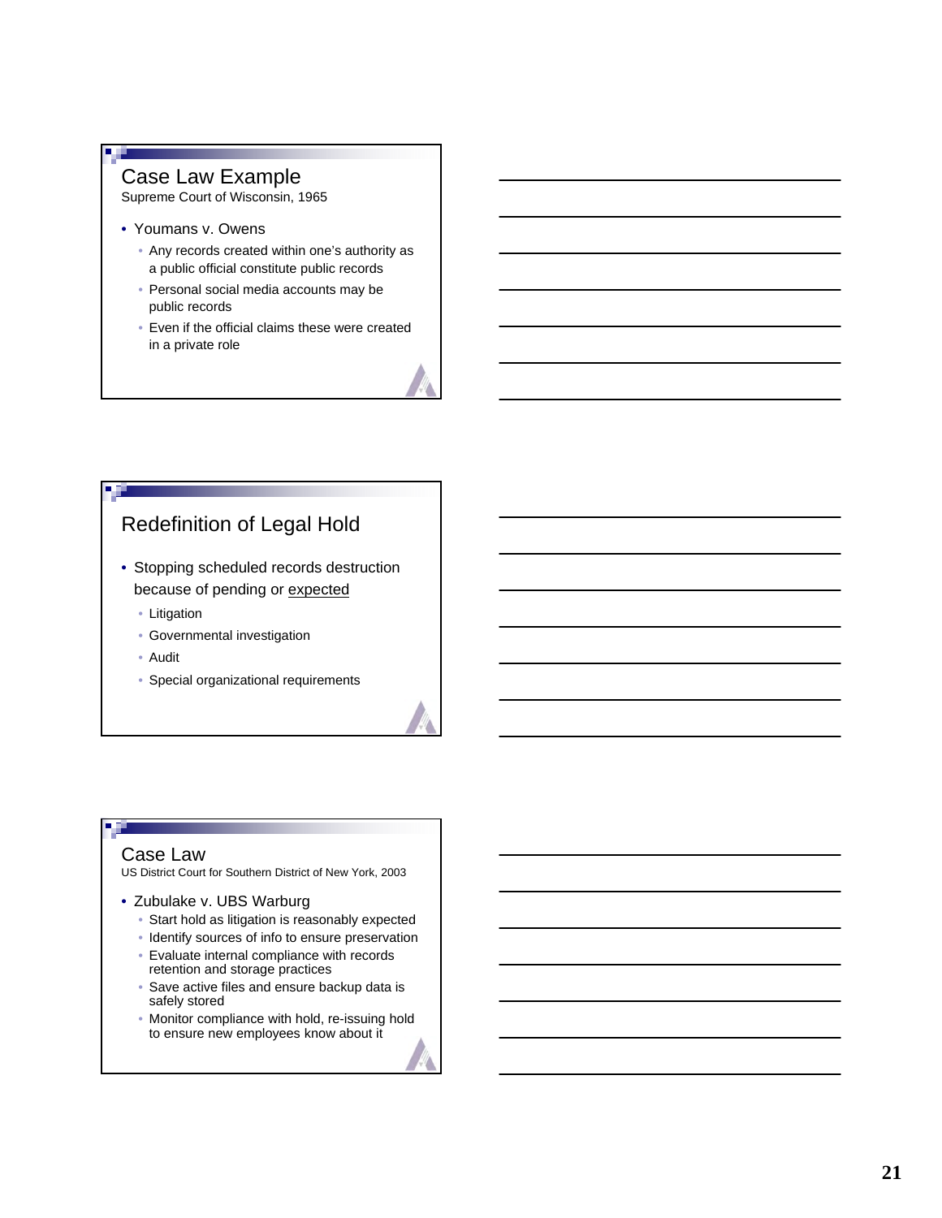## Case Law Example

Supreme Court of Wisconsin, 1965

- Youmans v. Owens
  - Any records created within one's authority as a public official constitute public records
  - Personal social media accounts may be public records
  - Even if the official claims these were created in a private role

## Redefinition of Legal Hold

- Stopping scheduled records destruction because of pending or expected
  - Litigation
  - Governmental investigation
  - Audit
  - Special organizational requirements

## Case Law

US District Court for Southern District of New York, 2003

- Zubulake v. UBS Warburg
  - Start hold as litigation is reasonably expected
  - Identify sources of info to ensure preservation
  - Evaluate internal compliance with records retention and storage practices
  - Save active files and ensure backup data is safely stored
  - Monitor compliance with hold, re-issuing hold to ensure new employees know about it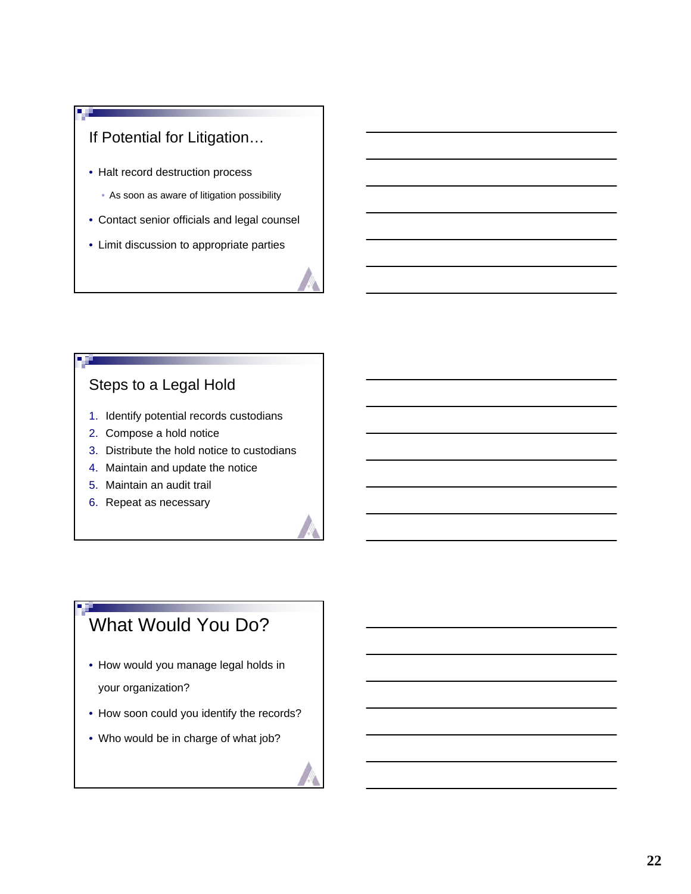## If Potential for Litigation…

- Halt record destruction process
  - As soon as aware of litigation possibility
- Contact senior officials and legal counsel
- Limit discussion to appropriate parties

## Steps to a Legal Hold

1. Identify potential records custodians
2. Compose a hold notice
3. Distribute the hold notice to custodians
4. Maintain and update the notice
5. Maintain an audit trail
6. Repeat as necessary

## What Would You Do?

- How would you manage legal holds in your organization?
- How soon could you identify the records?
- Who would be in charge of what job?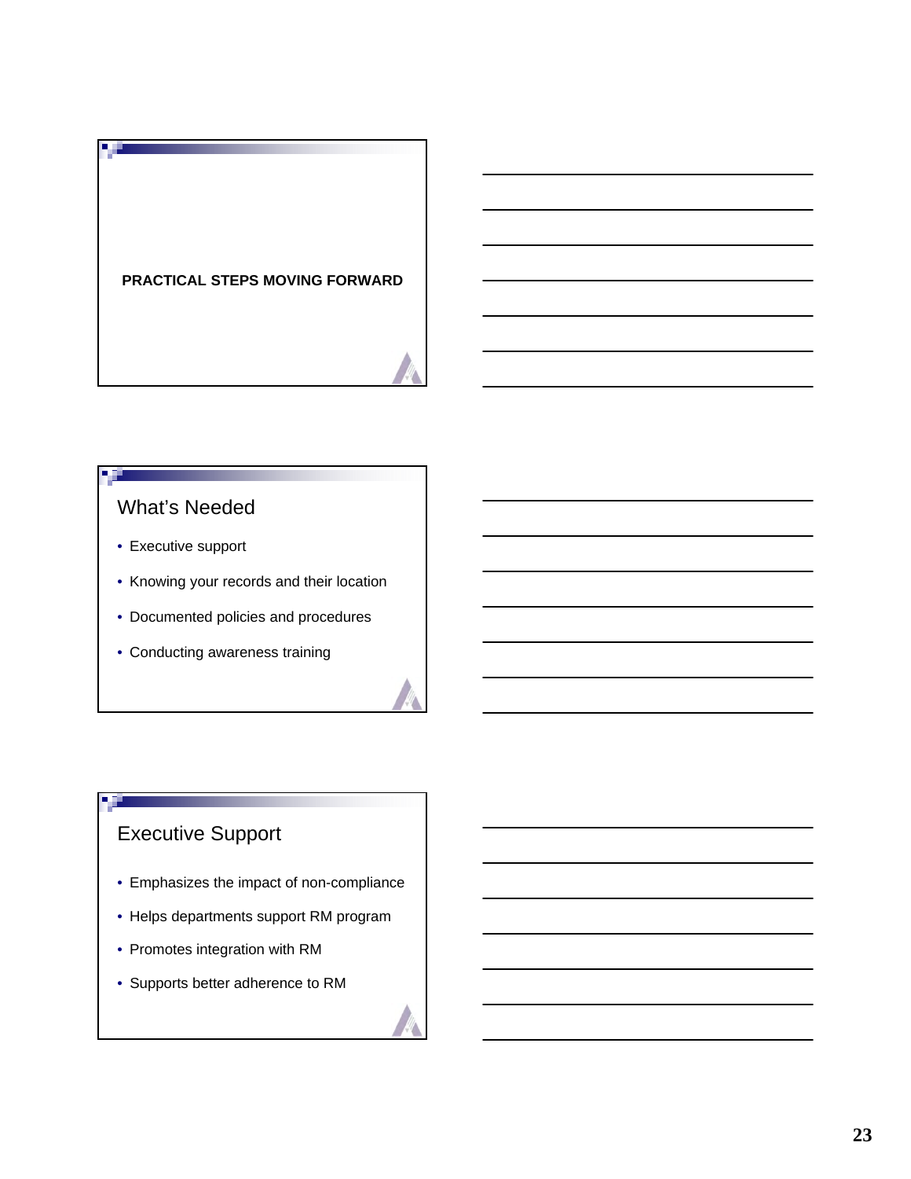## PRACTICAL STEPS MOVING FORWARD

## What's Needed

- Executive support
- Knowing your records and their location
- Documented policies and procedures
- Conducting awareness training

## Executive Support

- Emphasizes the impact of non-compliance
- Helps departments support RM program
- Promotes integration with RM
- Supports better adherence to RM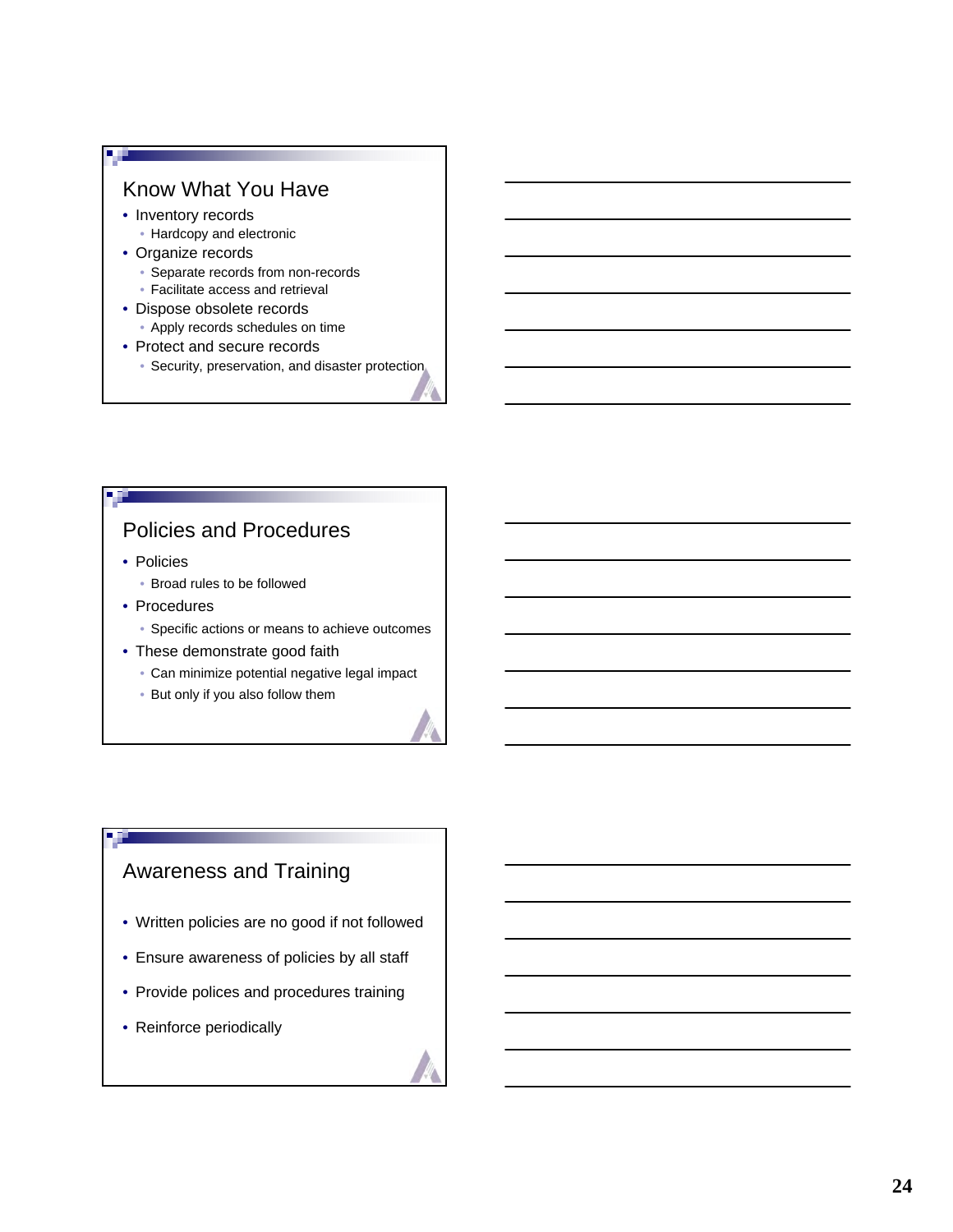## Know What You Have

- Inventory records
  - Hardcopy and electronic
- Organize records
  - Separate records from non-records
  - Facilitate access and retrieval
- Dispose obsolete records
  - Apply records schedules on time
- Protect and secure records
  - Security, preservation, and disaster protection

## Policies and Procedures

- Policies
  - Broad rules to be followed
- Procedures
  - Specific actions or means to achieve outcomes
- These demonstrate good faith
  - Can minimize potential negative legal impact
  - But only if you also follow them

## Awareness and Training

- Written policies are no good if not followed
- Ensure awareness of policies by all staff
- Provide polices and procedures training
- Reinforce periodically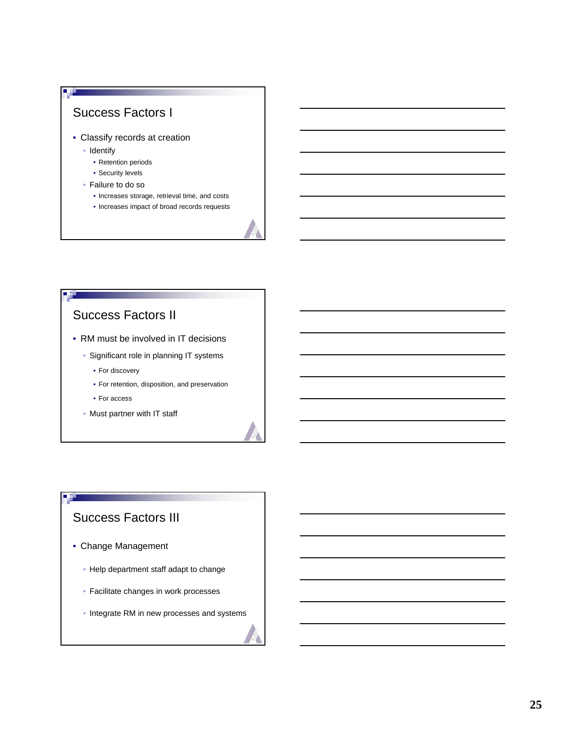## Success Factors I

- Classify records at creation
  - Identify
    - Retention periods
    - Security levels
  - Failure to do so
    - Increases storage, retrieval time, and costs
    - Increases impact of broad records requests

## Success Factors II

- RM must be involved in IT decisions
  - Significant role in planning IT systems
    - For discovery
    - For retention, disposition, and preservation
    - For access
  - Must partner with IT staff

## Success Factors III

- Change Management
  - Help department staff adapt to change
  - Facilitate changes in work processes
  - Integrate RM in new processes and systems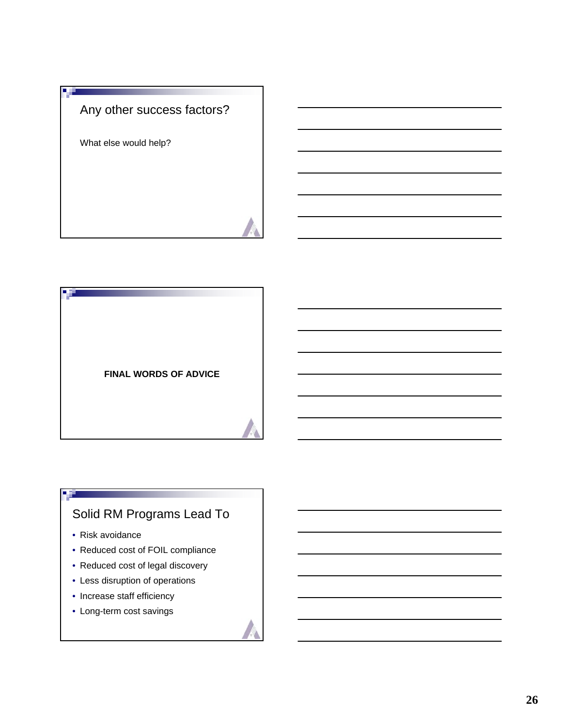## Any other success factors?

What else would help?

---

**FINAL WORDS OF ADVICE**

---

## Solid RM Programs Lead To

- Risk avoidance
- Reduced cost of FOIL compliance
- Reduced cost of legal discovery
- Less disruption of operations
- Increase staff efficiency
- Long-term cost savings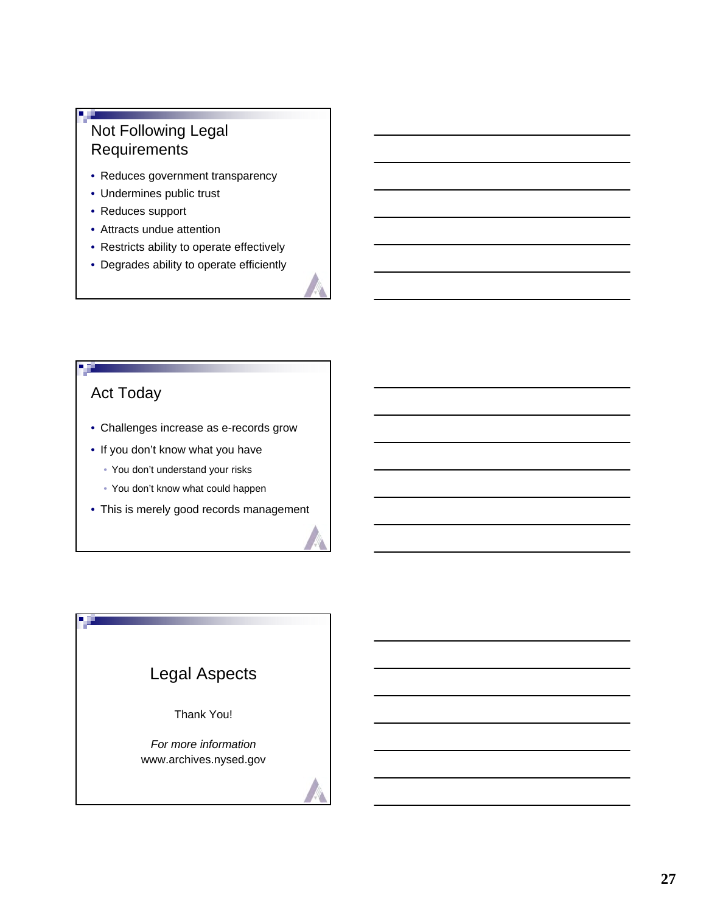## Not Following Legal Requirements

- Reduces government transparency
- Undermines public trust
- Reduces support
- Attracts undue attention
- Restricts ability to operate effectively
- Degrades ability to operate efficiently

## Act Today

- Challenges increase as e-records grow
- If you don't know what you have
  - You don't understand your risks
  - You don't know what could happen
- This is merely good records management

## Legal Aspects

Thank You!

*For more information*
www.archives.nysed.gov